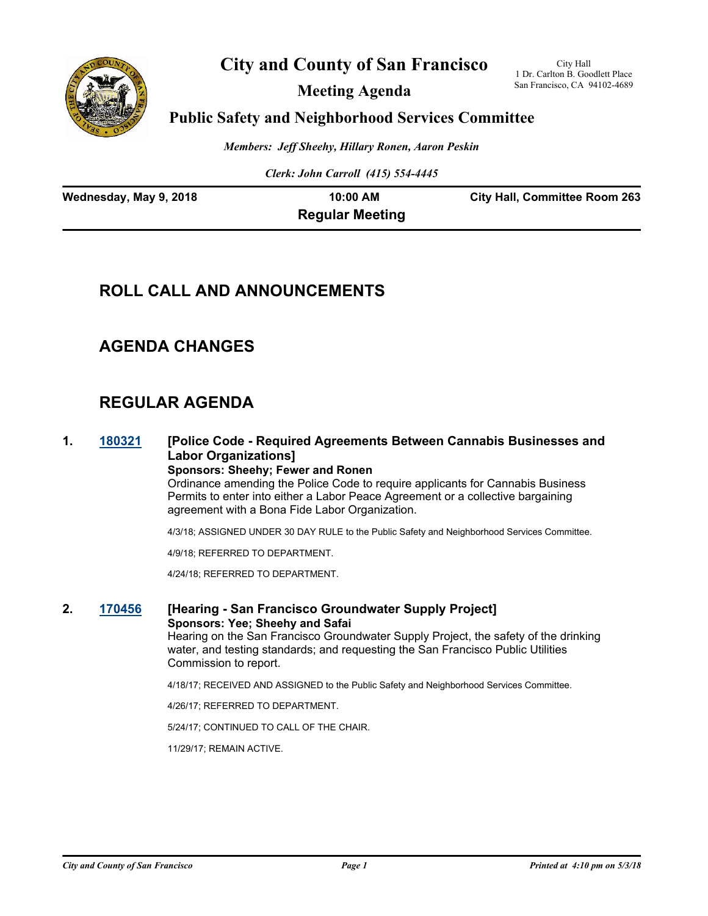# City and County of San Francisco

City Hall
1 Dr. Carlton B. Goodlett Place
San Francisco, CA 94102-4689

## Meeting Agenda

## Public Safety and Neighborhood Services Committee

*Members: Jeff Sheehy, Hillary Ronen, Aaron Peskin*

*Clerk: John Carroll (415) 554-4445*

**Wednesday, May 9, 2018** | **10:00 AM** | **City Hall, Committee Room 263**

**Regular Meeting**

## ROLL CALL AND ANNOUNCEMENTS

## AGENDA CHANGES

## REGULAR AGENDA

**1. 180321** **[Police Code - Required Agreements Between Cannabis Businesses and Labor Organizations]**

**Sponsors: Sheehy; Fewer and Ronen**

Ordinance amending the Police Code to require applicants for Cannabis Business Permits to enter into either a Labor Peace Agreement or a collective bargaining agreement with a Bona Fide Labor Organization.

4/3/18; ASSIGNED UNDER 30 DAY RULE to the Public Safety and Neighborhood Services Committee.

4/9/18; REFERRED TO DEPARTMENT.

4/24/18; REFERRED TO DEPARTMENT.

**2. 170456** **[Hearing - San Francisco Groundwater Supply Project]**

**Sponsors: Yee; Sheehy and Safai**

Hearing on the San Francisco Groundwater Supply Project, the safety of the drinking water, and testing standards; and requesting the San Francisco Public Utilities Commission to report.

4/18/17; RECEIVED AND ASSIGNED to the Public Safety and Neighborhood Services Committee.

4/26/17; REFERRED TO DEPARTMENT.

5/24/17; CONTINUED TO CALL OF THE CHAIR.

11/29/17; REMAIN ACTIVE.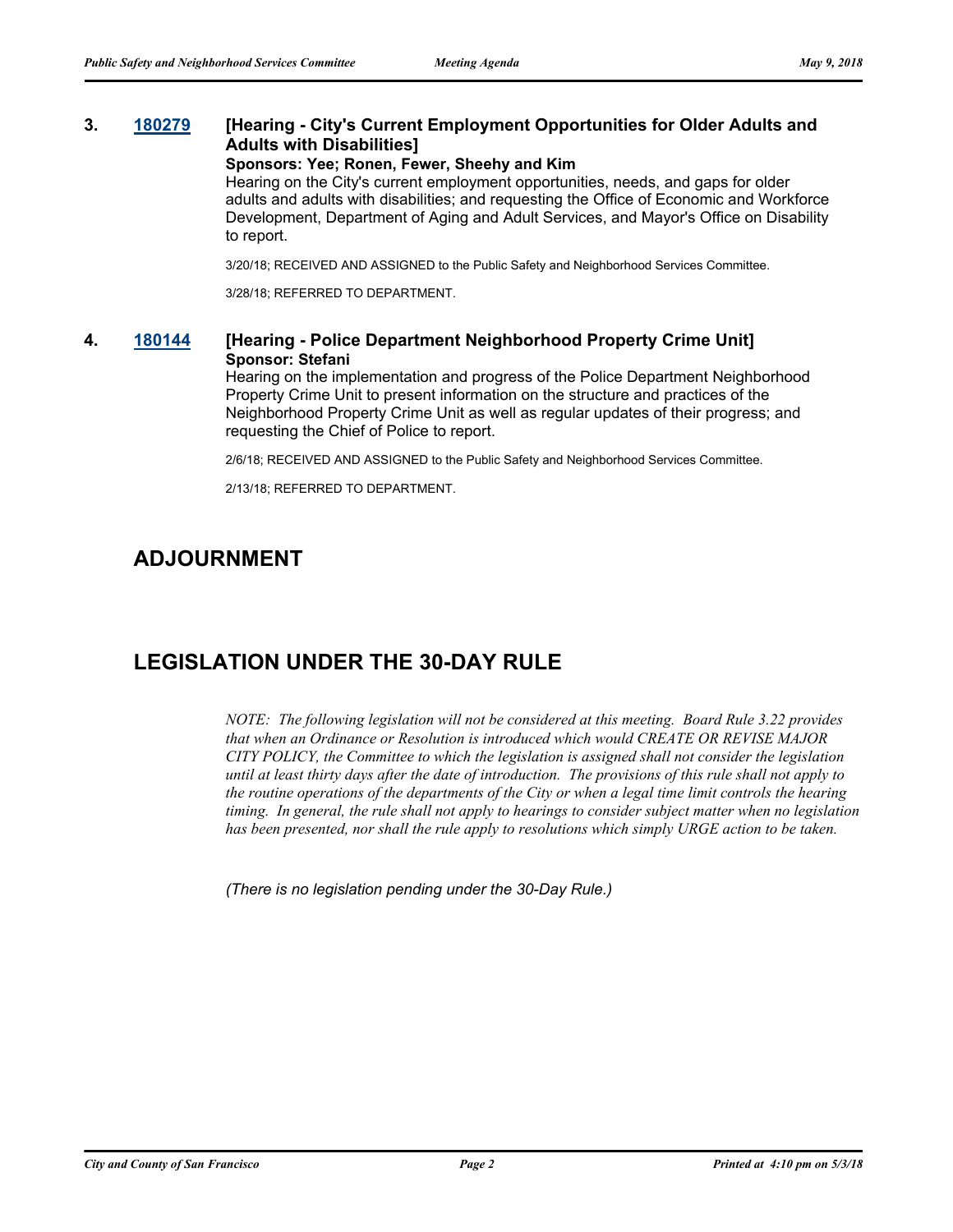**3. 180279 [Hearing - City's Current Employment Opportunities for Older Adults and Adults with Disabilities]**

**Sponsors: Yee; Ronen, Fewer, Sheehy and Kim**

Hearing on the City's current employment opportunities, needs, and gaps for older adults and adults with disabilities; and requesting the Office of Economic and Workforce Development, Department of Aging and Adult Services, and Mayor's Office on Disability to report.

3/20/18; RECEIVED AND ASSIGNED to the Public Safety and Neighborhood Services Committee.

3/28/18; REFERRED TO DEPARTMENT.

**4. 180144 [Hearing - Police Department Neighborhood Property Crime Unit]**

**Sponsor: Stefani**

Hearing on the implementation and progress of the Police Department Neighborhood Property Crime Unit to present information on the structure and practices of the Neighborhood Property Crime Unit as well as regular updates of their progress; and requesting the Chief of Police to report.

2/6/18; RECEIVED AND ASSIGNED to the Public Safety and Neighborhood Services Committee.

2/13/18; REFERRED TO DEPARTMENT.

## ADJOURNMENT

## LEGISLATION UNDER THE 30-DAY RULE

*NOTE: The following legislation will not be considered at this meeting. Board Rule 3.22 provides that when an Ordinance or Resolution is introduced which would CREATE OR REVISE MAJOR CITY POLICY, the Committee to which the legislation is assigned shall not consider the legislation until at least thirty days after the date of introduction. The provisions of this rule shall not apply to the routine operations of the departments of the City or when a legal time limit controls the hearing timing. In general, the rule shall not apply to hearings to consider subject matter when no legislation has been presented, nor shall the rule apply to resolutions which simply URGE action to be taken.*

*(There is no legislation pending under the 30-Day Rule.)*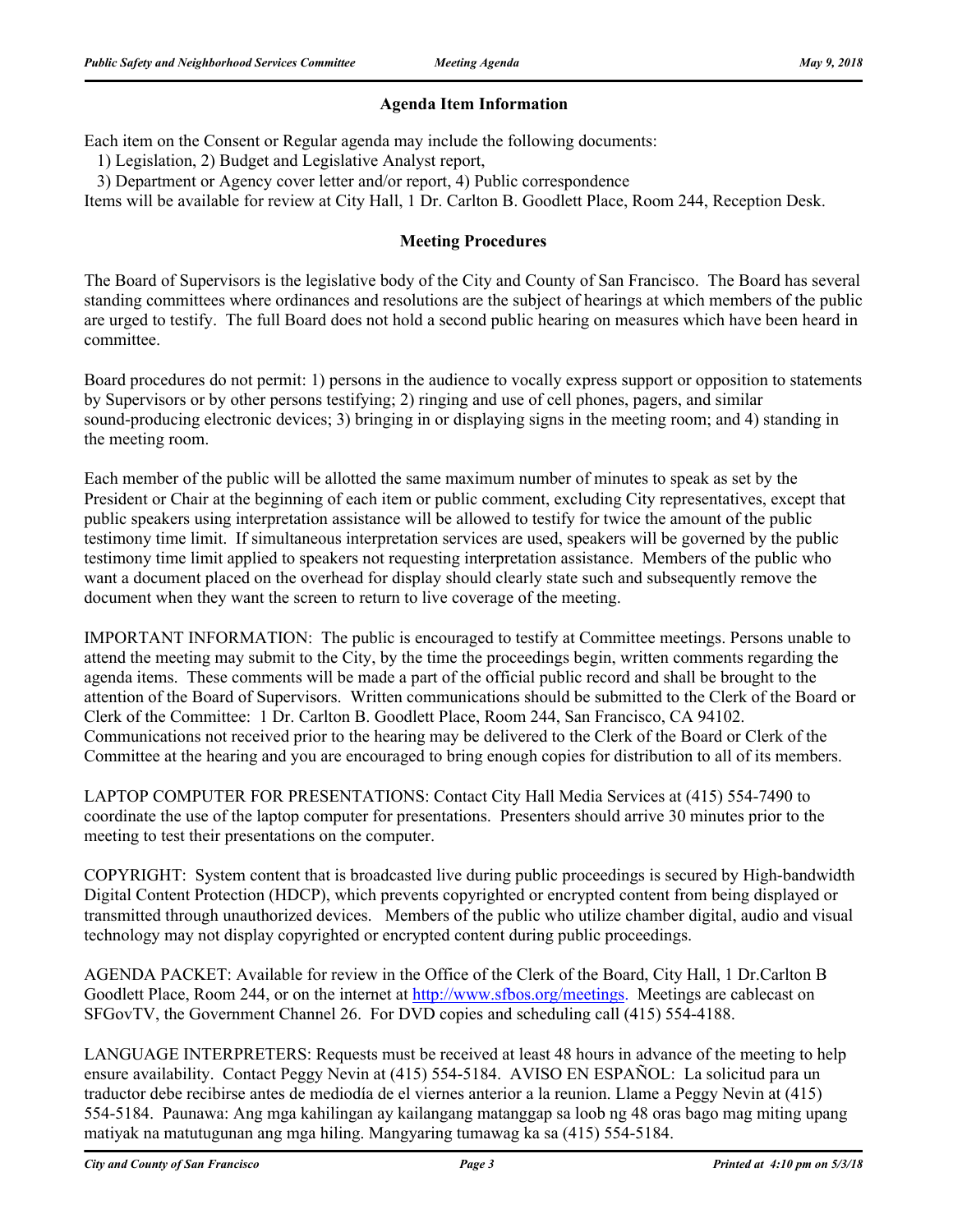## Agenda Item Information

Each item on the Consent or Regular agenda may include the following documents:
  1) Legislation, 2) Budget and Legislative Analyst report,
  3) Department or Agency cover letter and/or report, 4) Public correspondence
Items will be available for review at City Hall, 1 Dr. Carlton B. Goodlett Place, Room 244, Reception Desk.

## Meeting Procedures

The Board of Supervisors is the legislative body of the City and County of San Francisco. The Board has several standing committees where ordinances and resolutions are the subject of hearings at which members of the public are urged to testify. The full Board does not hold a second public hearing on measures which have been heard in committee.

Board procedures do not permit: 1) persons in the audience to vocally express support or opposition to statements by Supervisors or by other persons testifying; 2) ringing and use of cell phones, pagers, and similar sound-producing electronic devices; 3) bringing in or displaying signs in the meeting room; and 4) standing in the meeting room.

Each member of the public will be allotted the same maximum number of minutes to speak as set by the President or Chair at the beginning of each item or public comment, excluding City representatives, except that public speakers using interpretation assistance will be allowed to testify for twice the amount of the public testimony time limit. If simultaneous interpretation services are used, speakers will be governed by the public testimony time limit applied to speakers not requesting interpretation assistance. Members of the public who want a document placed on the overhead for display should clearly state such and subsequently remove the document when they want the screen to return to live coverage of the meeting.

IMPORTANT INFORMATION: The public is encouraged to testify at Committee meetings. Persons unable to attend the meeting may submit to the City, by the time the proceedings begin, written comments regarding the agenda items. These comments will be made a part of the official public record and shall be brought to the attention of the Board of Supervisors. Written communications should be submitted to the Clerk of the Board or Clerk of the Committee: 1 Dr. Carlton B. Goodlett Place, Room 244, San Francisco, CA 94102. Communications not received prior to the hearing may be delivered to the Clerk of the Board or Clerk of the Committee at the hearing and you are encouraged to bring enough copies for distribution to all of its members.

LAPTOP COMPUTER FOR PRESENTATIONS: Contact City Hall Media Services at (415) 554-7490 to coordinate the use of the laptop computer for presentations. Presenters should arrive 30 minutes prior to the meeting to test their presentations on the computer.

COPYRIGHT: System content that is broadcasted live during public proceedings is secured by High-bandwidth Digital Content Protection (HDCP), which prevents copyrighted or encrypted content from being displayed or transmitted through unauthorized devices. Members of the public who utilize chamber digital, audio and visual technology may not display copyrighted or encrypted content during public proceedings.

AGENDA PACKET: Available for review in the Office of the Clerk of the Board, City Hall, 1 Dr.Carlton B Goodlett Place, Room 244, or on the internet at http://www.sfbos.org/meetings. Meetings are cablecast on SFGovTV, the Government Channel 26. For DVD copies and scheduling call (415) 554-4188.

LANGUAGE INTERPRETERS: Requests must be received at least 48 hours in advance of the meeting to help ensure availability. Contact Peggy Nevin at (415) 554-5184. AVISO EN ESPAÑOL: La solicitud para un traductor debe recibirse antes de mediodía de el viernes anterior a la reunion. Llame a Peggy Nevin at (415) 554-5184. Paunawa: Ang mga kahilingan ay kailangang matanggap sa loob ng 48 oras bago mag miting upang matiyak na matutugunan ang mga hiling. Mangyaring tumawag ka sa (415) 554-5184.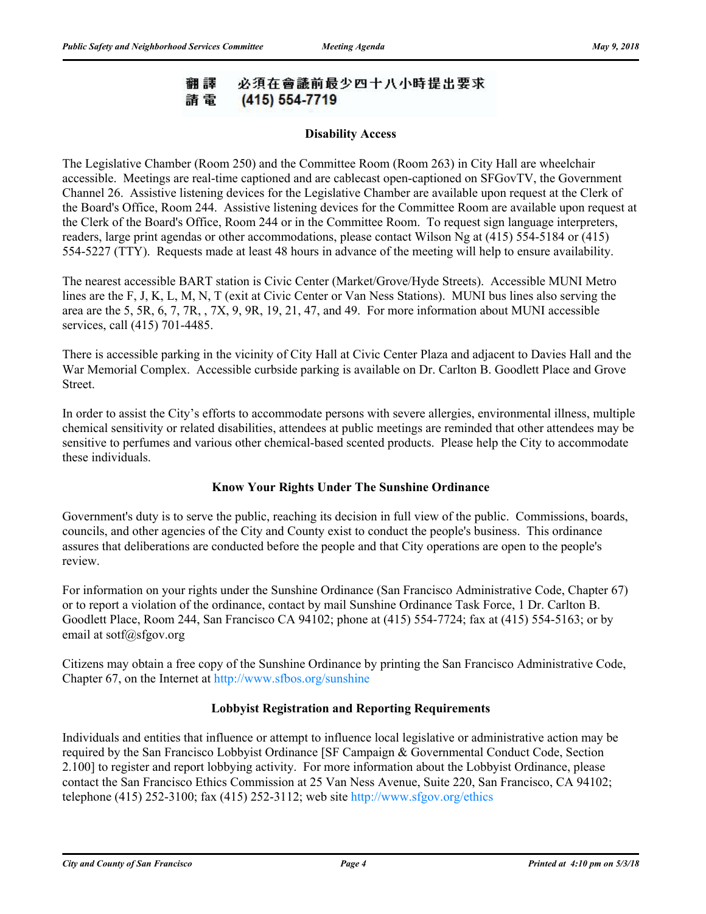翻譯　　必須在會議前最少四十八小時提出要求
請電　　(415) 554-7719

### Disability Access

The Legislative Chamber (Room 250) and the Committee Room (Room 263) in City Hall are wheelchair accessible. Meetings are real-time captioned and are cablecast open-captioned on SFGovTV, the Government Channel 26. Assistive listening devices for the Legislative Chamber are available upon request at the Clerk of the Board's Office, Room 244. Assistive listening devices for the Committee Room are available upon request at the Clerk of the Board's Office, Room 244 or in the Committee Room. To request sign language interpreters, readers, large print agendas or other accommodations, please contact Wilson Ng at (415) 554-5184 or (415) 554-5227 (TTY). Requests made at least 48 hours in advance of the meeting will help to ensure availability.

The nearest accessible BART station is Civic Center (Market/Grove/Hyde Streets). Accessible MUNI Metro lines are the F, J, K, L, M, N, T (exit at Civic Center or Van Ness Stations). MUNI bus lines also serving the area are the 5, 5R, 6, 7, 7R, , 7X, 9, 9R, 19, 21, 47, and 49. For more information about MUNI accessible services, call (415) 701-4485.

There is accessible parking in the vicinity of City Hall at Civic Center Plaza and adjacent to Davies Hall and the War Memorial Complex. Accessible curbside parking is available on Dr. Carlton B. Goodlett Place and Grove Street.

In order to assist the City's efforts to accommodate persons with severe allergies, environmental illness, multiple chemical sensitivity or related disabilities, attendees at public meetings are reminded that other attendees may be sensitive to perfumes and various other chemical-based scented products. Please help the City to accommodate these individuals.

### Know Your Rights Under The Sunshine Ordinance

Government's duty is to serve the public, reaching its decision in full view of the public. Commissions, boards, councils, and other agencies of the City and County exist to conduct the people's business. This ordinance assures that deliberations are conducted before the people and that City operations are open to the people's review.

For information on your rights under the Sunshine Ordinance (San Francisco Administrative Code, Chapter 67) or to report a violation of the ordinance, contact by mail Sunshine Ordinance Task Force, 1 Dr. Carlton B. Goodlett Place, Room 244, San Francisco CA 94102; phone at (415) 554-7724; fax at (415) 554-5163; or by email at sotf@sfgov.org

Citizens may obtain a free copy of the Sunshine Ordinance by printing the San Francisco Administrative Code, Chapter 67, on the Internet at http://www.sfbos.org/sunshine

### Lobbyist Registration and Reporting Requirements

Individuals and entities that influence or attempt to influence local legislative or administrative action may be required by the San Francisco Lobbyist Ordinance [SF Campaign & Governmental Conduct Code, Section 2.100] to register and report lobbying activity. For more information about the Lobbyist Ordinance, please contact the San Francisco Ethics Commission at 25 Van Ness Avenue, Suite 220, San Francisco, CA 94102; telephone (415) 252-3100; fax (415) 252-3112; web site http://www.sfgov.org/ethics